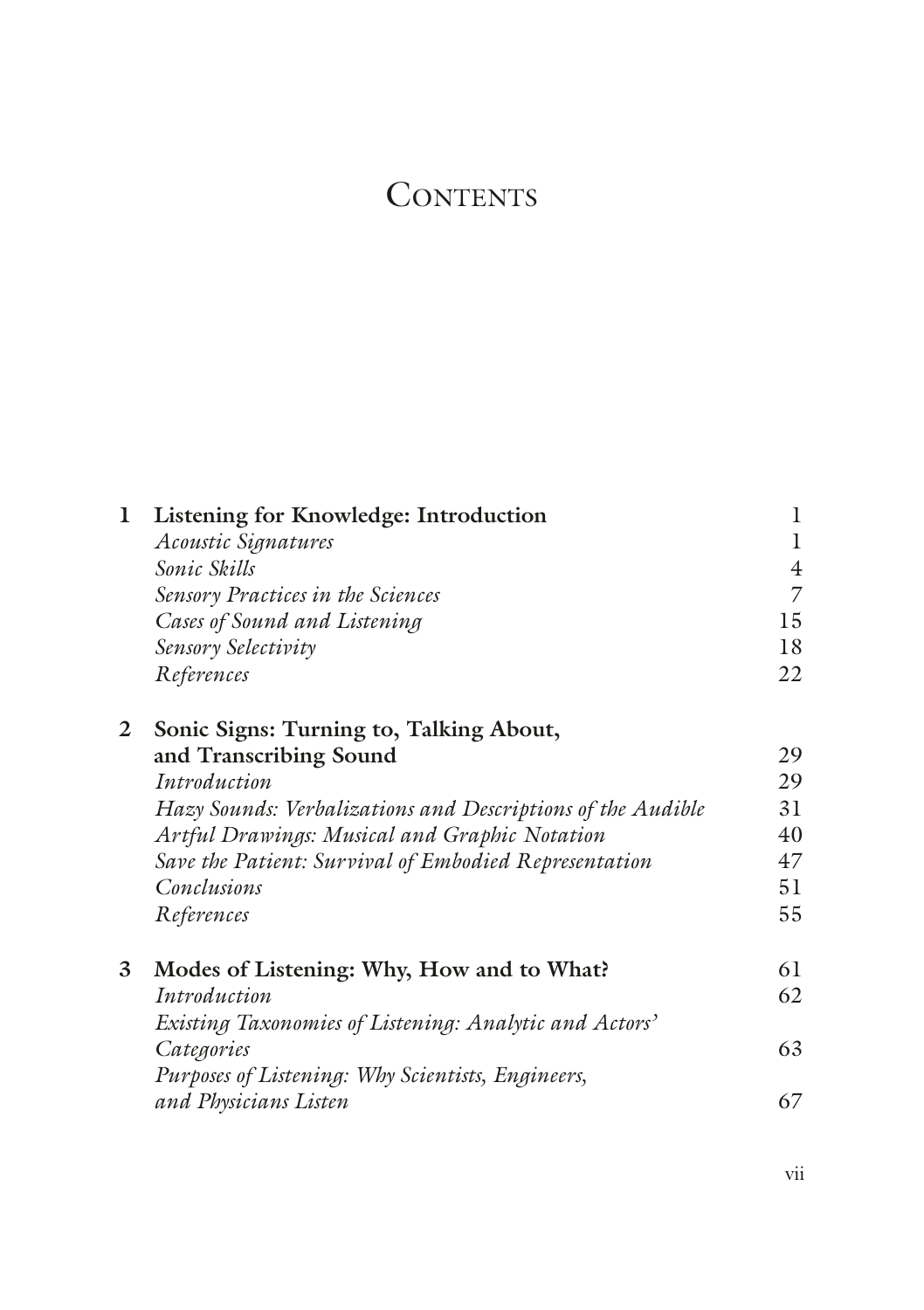# Contents

| | | |
|---|---|---|
| **1** | **Listening for Knowledge: Introduction** | 1 |
| | *Acoustic Signatures* | 1 |
| | *Sonic Skills* | 4 |
| | *Sensory Practices in the Sciences* | 7 |
| | *Cases of Sound and Listening* | 15 |
| | *Sensory Selectivity* | 18 |
| | *References* | 22 |
| **2** | **Sonic Signs: Turning to, Talking About, and Transcribing Sound** | 29 |
| | *Introduction* | 29 |
| | *Hazy Sounds: Verbalizations and Descriptions of the Audible* | 31 |
| | *Artful Drawings: Musical and Graphic Notation* | 40 |
| | *Save the Patient: Survival of Embodied Representation* | 47 |
| | *Conclusions* | 51 |
| | *References* | 55 |
| **3** | **Modes of Listening: Why, How and to What?** | 61 |
| | *Introduction* | 62 |
| | *Existing Taxonomies of Listening: Analytic and Actors' Categories* | 63 |
| | *Purposes of Listening: Why Scientists, Engineers, and Physicians Listen* | 67 |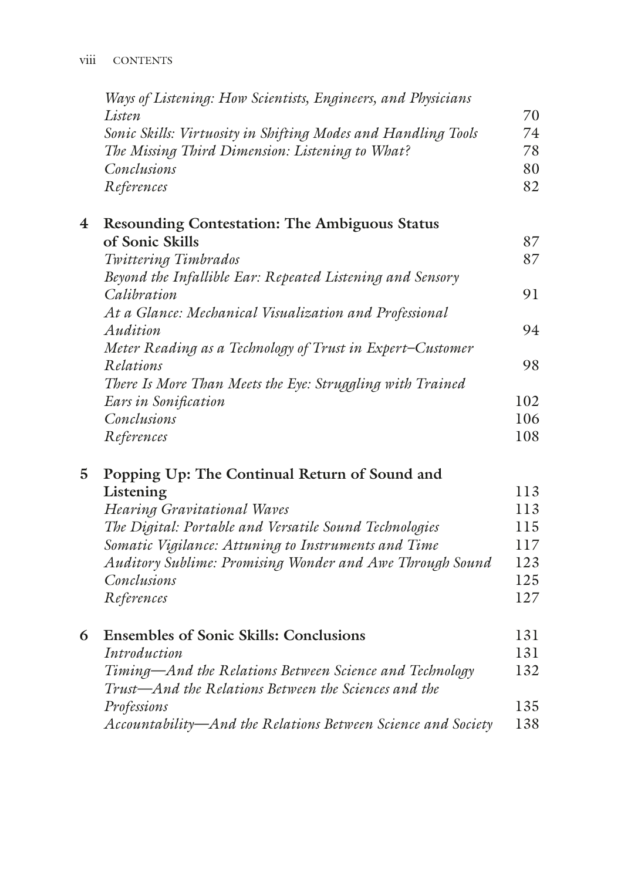*Ways of Listening: How Scientists, Engineers, and Physicians Listen* 70
*Sonic Skills: Virtuosity in Shifting Modes and Handling Tools* 74
*The Missing Third Dimension: Listening to What?* 78
*Conclusions* 80
*References* 82

**4 Resounding Contestation: The Ambiguous Status of Sonic Skills** 87
*Twittering Timbrados* 87
*Beyond the Infallible Ear: Repeated Listening and Sensory Calibration* 91
*At a Glance: Mechanical Visualization and Professional Audition* 94
*Meter Reading as a Technology of Trust in Expert–Customer Relations* 98
*There Is More Than Meets the Eye: Struggling with Trained Ears in Sonification* 102
*Conclusions* 106
*References* 108

**5 Popping Up: The Continual Return of Sound and Listening** 113
*Hearing Gravitational Waves* 113
*The Digital: Portable and Versatile Sound Technologies* 115
*Somatic Vigilance: Attuning to Instruments and Time* 117
*Auditory Sublime: Promising Wonder and Awe Through Sound* 123
*Conclusions* 125
*References* 127

**6 Ensembles of Sonic Skills: Conclusions** 131
*Introduction* 131
*Timing—And the Relations Between Science and Technology* 132
*Trust—And the Relations Between the Sciences and the Professions* 135
*Accountability—And the Relations Between Science and Society* 138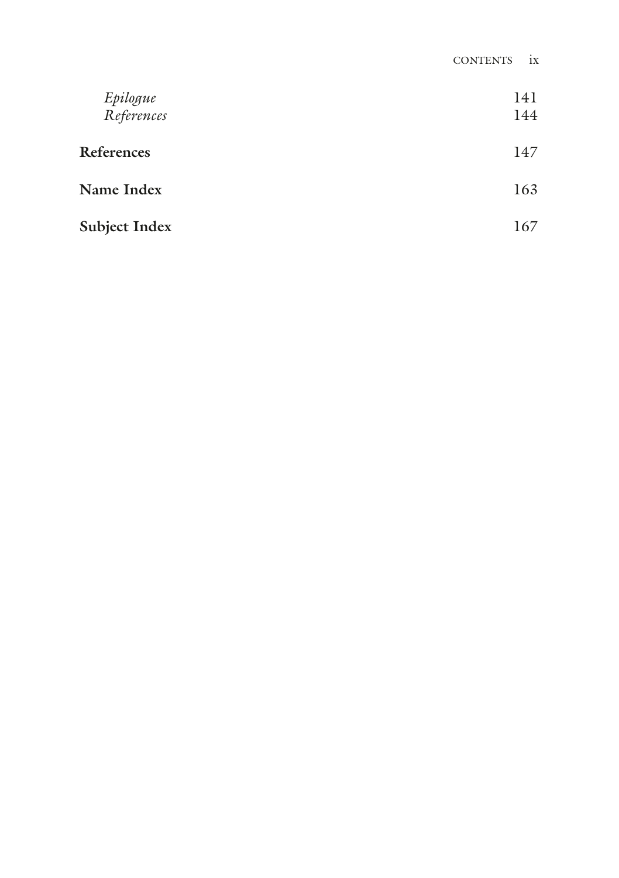*Epilogue* 141
*References* 144

**References** 147

**Name Index** 163

**Subject Index** 167